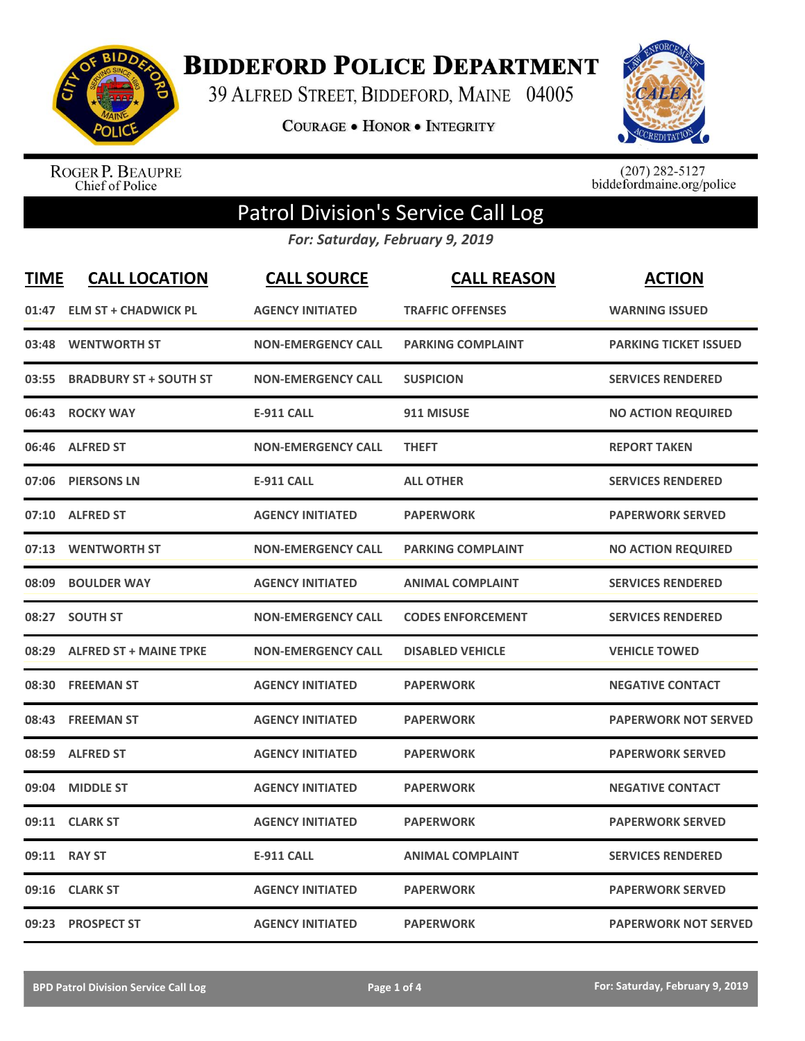# Biddeford Police Department

39 Alfred Street, Biddeford, Maine 04005

Courage • Honor • Integrity

Roger P. Beaupre
Chief of Police

(207) 282-5127
biddefordmaine.org/police

## Patrol Division's Service Call Log

*For: Saturday, February 9, 2019*

| TIME | CALL LOCATION | CALL SOURCE | CALL REASON | ACTION |
|---|---|---|---|---|
| 01:47 | ELM ST + CHADWICK PL | AGENCY INITIATED | TRAFFIC OFFENSES | WARNING ISSUED |
| 03:48 | WENTWORTH ST | NON-EMERGENCY CALL | PARKING COMPLAINT | PARKING TICKET ISSUED |
| 03:55 | BRADBURY ST + SOUTH ST | NON-EMERGENCY CALL | SUSPICION | SERVICES RENDERED |
| 06:43 | ROCKY WAY | E-911 CALL | 911 MISUSE | NO ACTION REQUIRED |
| 06:46 | ALFRED ST | NON-EMERGENCY CALL | THEFT | REPORT TAKEN |
| 07:06 | PIERSONS LN | E-911 CALL | ALL OTHER | SERVICES RENDERED |
| 07:10 | ALFRED ST | AGENCY INITIATED | PAPERWORK | PAPERWORK SERVED |
| 07:13 | WENTWORTH ST | NON-EMERGENCY CALL | PARKING COMPLAINT | NO ACTION REQUIRED |
| 08:09 | BOULDER WAY | AGENCY INITIATED | ANIMAL COMPLAINT | SERVICES RENDERED |
| 08:27 | SOUTH ST | NON-EMERGENCY CALL | CODES ENFORCEMENT | SERVICES RENDERED |
| 08:29 | ALFRED ST + MAINE TPKE | NON-EMERGENCY CALL | DISABLED VEHICLE | VEHICLE TOWED |
| 08:30 | FREEMAN ST | AGENCY INITIATED | PAPERWORK | NEGATIVE CONTACT |
| 08:43 | FREEMAN ST | AGENCY INITIATED | PAPERWORK | PAPERWORK NOT SERVED |
| 08:59 | ALFRED ST | AGENCY INITIATED | PAPERWORK | PAPERWORK SERVED |
| 09:04 | MIDDLE ST | AGENCY INITIATED | PAPERWORK | NEGATIVE CONTACT |
| 09:11 | CLARK ST | AGENCY INITIATED | PAPERWORK | PAPERWORK SERVED |
| 09:11 | RAY ST | E-911 CALL | ANIMAL COMPLAINT | SERVICES RENDERED |
| 09:16 | CLARK ST | AGENCY INITIATED | PAPERWORK | PAPERWORK SERVED |
| 09:23 | PROSPECT ST | AGENCY INITIATED | PAPERWORK | PAPERWORK NOT SERVED |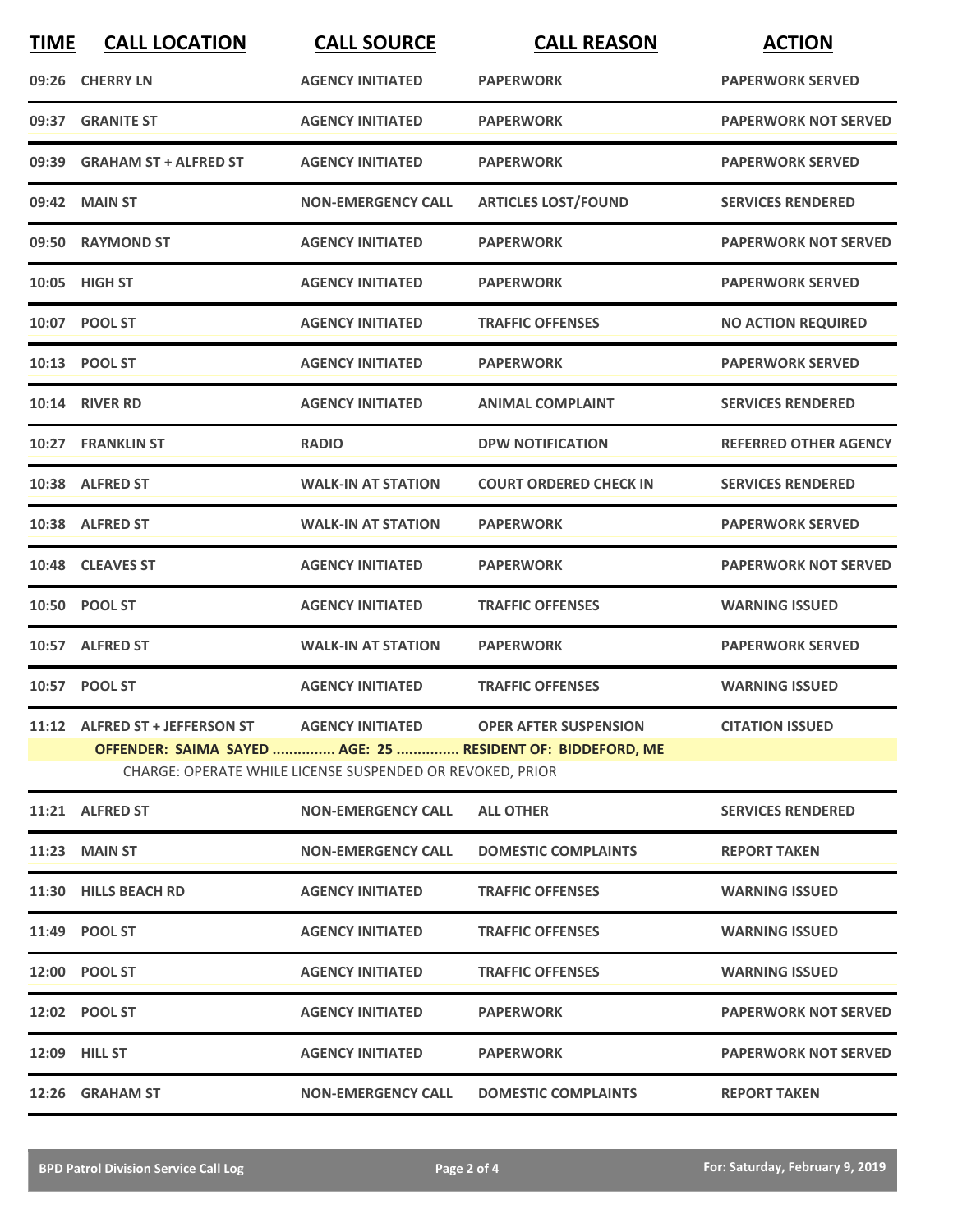| TIME | CALL LOCATION | CALL SOURCE | CALL REASON | ACTION |
|---|---|---|---|---|
| 09:26 | CHERRY LN | AGENCY INITIATED | PAPERWORK | PAPERWORK SERVED |
| 09:37 | GRANITE ST | AGENCY INITIATED | PAPERWORK | PAPERWORK NOT SERVED |
| 09:39 | GRAHAM ST + ALFRED ST | AGENCY INITIATED | PAPERWORK | PAPERWORK SERVED |
| 09:42 | MAIN ST | NON-EMERGENCY CALL | ARTICLES LOST/FOUND | SERVICES RENDERED |
| 09:50 | RAYMOND ST | AGENCY INITIATED | PAPERWORK | PAPERWORK NOT SERVED |
| 10:05 | HIGH ST | AGENCY INITIATED | PAPERWORK | PAPERWORK SERVED |
| 10:07 | POOL ST | AGENCY INITIATED | TRAFFIC OFFENSES | NO ACTION REQUIRED |
| 10:13 | POOL ST | AGENCY INITIATED | PAPERWORK | PAPERWORK SERVED |
| 10:14 | RIVER RD | AGENCY INITIATED | ANIMAL COMPLAINT | SERVICES RENDERED |
| 10:27 | FRANKLIN ST | RADIO | DPW NOTIFICATION | REFERRED OTHER AGENCY |
| 10:38 | ALFRED ST | WALK-IN AT STATION | COURT ORDERED CHECK IN | SERVICES RENDERED |
| 10:38 | ALFRED ST | WALK-IN AT STATION | PAPERWORK | PAPERWORK SERVED |
| 10:48 | CLEAVES ST | AGENCY INITIATED | PAPERWORK | PAPERWORK NOT SERVED |
| 10:50 | POOL ST | AGENCY INITIATED | TRAFFIC OFFENSES | WARNING ISSUED |
| 10:57 | ALFRED ST | WALK-IN AT STATION | PAPERWORK | PAPERWORK SERVED |
| 10:57 | POOL ST | AGENCY INITIATED | TRAFFIC OFFENSES | WARNING ISSUED |
| 11:12 | ALFRED ST + JEFFERSON ST | AGENCY INITIATED | OPER AFTER SUSPENSION | CITATION ISSUED |
| | **OFFENDER: SAIMA SAYED ............... AGE: 25 ............... RESIDENT OF: BIDDEFORD, ME** | | | |
| | CHARGE: OPERATE WHILE LICENSE SUSPENDED OR REVOKED, PRIOR | | | |
| 11:21 | ALFRED ST | NON-EMERGENCY CALL | ALL OTHER | SERVICES RENDERED |
| 11:23 | MAIN ST | NON-EMERGENCY CALL | DOMESTIC COMPLAINTS | REPORT TAKEN |
| 11:30 | HILLS BEACH RD | AGENCY INITIATED | TRAFFIC OFFENSES | WARNING ISSUED |
| 11:49 | POOL ST | AGENCY INITIATED | TRAFFIC OFFENSES | WARNING ISSUED |
| 12:00 | POOL ST | AGENCY INITIATED | TRAFFIC OFFENSES | WARNING ISSUED |
| 12:02 | POOL ST | AGENCY INITIATED | PAPERWORK | PAPERWORK NOT SERVED |
| 12:09 | HILL ST | AGENCY INITIATED | PAPERWORK | PAPERWORK NOT SERVED |
| 12:26 | GRAHAM ST | NON-EMERGENCY CALL | DOMESTIC COMPLAINTS | REPORT TAKEN |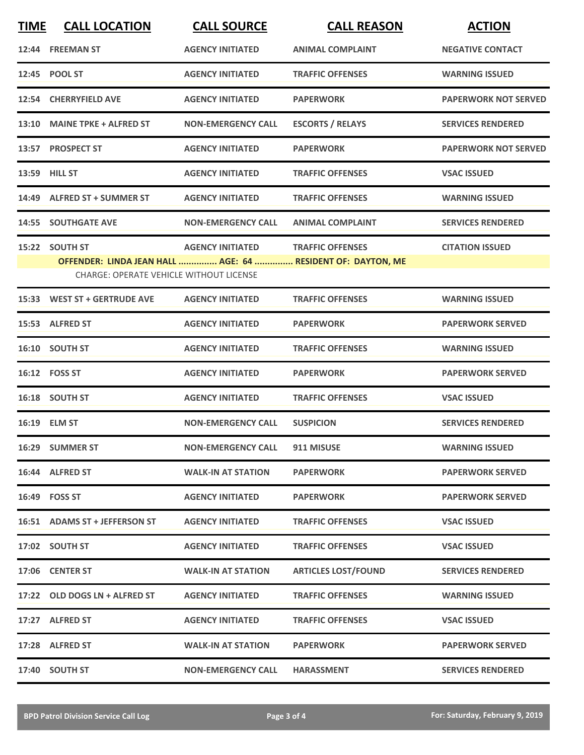| TIME | CALL LOCATION | CALL SOURCE | CALL REASON | ACTION |
|---|---|---|---|---|
| 12:44 | FREEMAN ST | AGENCY INITIATED | ANIMAL COMPLAINT | NEGATIVE CONTACT |
| 12:45 | POOL ST | AGENCY INITIATED | TRAFFIC OFFENSES | WARNING ISSUED |
| 12:54 | CHERRYFIELD AVE | AGENCY INITIATED | PAPERWORK | PAPERWORK NOT SERVED |
| 13:10 | MAINE TPKE + ALFRED ST | NON-EMERGENCY CALL | ESCORTS / RELAYS | SERVICES RENDERED |
| 13:57 | PROSPECT ST | AGENCY INITIATED | PAPERWORK | PAPERWORK NOT SERVED |
| 13:59 | HILL ST | AGENCY INITIATED | TRAFFIC OFFENSES | VSAC ISSUED |
| 14:49 | ALFRED ST + SUMMER ST | AGENCY INITIATED | TRAFFIC OFFENSES | WARNING ISSUED |
| 14:55 | SOUTHGATE AVE | NON-EMERGENCY CALL | ANIMAL COMPLAINT | SERVICES RENDERED |
| 15:22 | SOUTH ST | AGENCY INITIATED | TRAFFIC OFFENSES | CITATION ISSUED |
| | **OFFENDER: LINDA JEAN HALL ............... AGE: 64 ............... RESIDENT OF: DAYTON, ME** | | | |
| | CHARGE: OPERATE VEHICLE WITHOUT LICENSE | | | |
| 15:33 | WEST ST + GERTRUDE AVE | AGENCY INITIATED | TRAFFIC OFFENSES | WARNING ISSUED |
| 15:53 | ALFRED ST | AGENCY INITIATED | PAPERWORK | PAPERWORK SERVED |
| 16:10 | SOUTH ST | AGENCY INITIATED | TRAFFIC OFFENSES | WARNING ISSUED |
| 16:12 | FOSS ST | AGENCY INITIATED | PAPERWORK | PAPERWORK SERVED |
| 16:18 | SOUTH ST | AGENCY INITIATED | TRAFFIC OFFENSES | VSAC ISSUED |
| 16:19 | ELM ST | NON-EMERGENCY CALL | SUSPICION | SERVICES RENDERED |
| 16:29 | SUMMER ST | NON-EMERGENCY CALL | 911 MISUSE | WARNING ISSUED |
| 16:44 | ALFRED ST | WALK-IN AT STATION | PAPERWORK | PAPERWORK SERVED |
| 16:49 | FOSS ST | AGENCY INITIATED | PAPERWORK | PAPERWORK SERVED |
| 16:51 | ADAMS ST + JEFFERSON ST | AGENCY INITIATED | TRAFFIC OFFENSES | VSAC ISSUED |
| 17:02 | SOUTH ST | AGENCY INITIATED | TRAFFIC OFFENSES | VSAC ISSUED |
| 17:06 | CENTER ST | WALK-IN AT STATION | ARTICLES LOST/FOUND | SERVICES RENDERED |
| 17:22 | OLD DOGS LN + ALFRED ST | AGENCY INITIATED | TRAFFIC OFFENSES | WARNING ISSUED |
| 17:27 | ALFRED ST | AGENCY INITIATED | TRAFFIC OFFENSES | VSAC ISSUED |
| 17:28 | ALFRED ST | WALK-IN AT STATION | PAPERWORK | PAPERWORK SERVED |
| 17:40 | SOUTH ST | NON-EMERGENCY CALL | HARASSMENT | SERVICES RENDERED |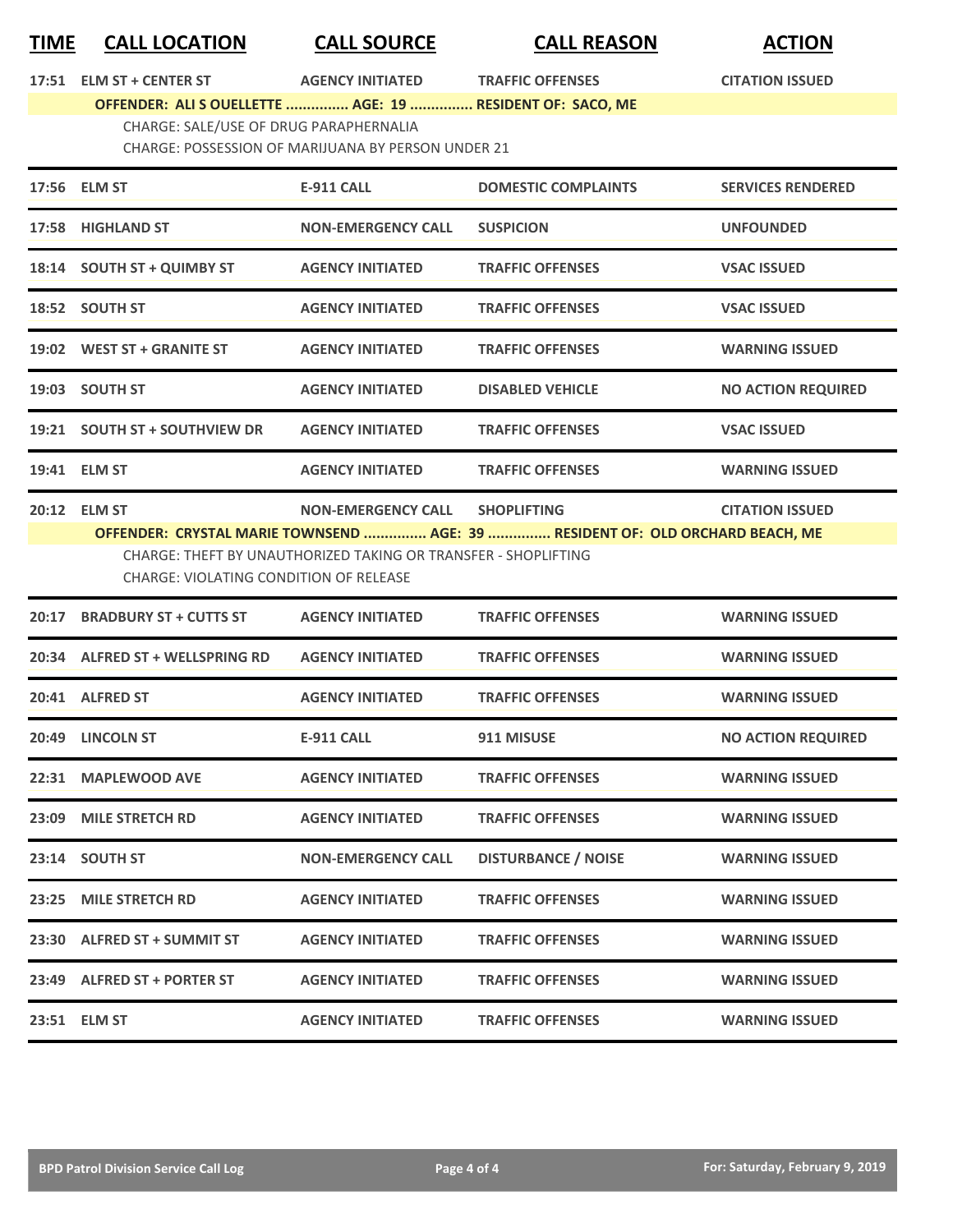| TIME | CALL LOCATION | CALL SOURCE | CALL REASON | ACTION |
|---|---|---|---|---|
| 17:51 | ELM ST + CENTER ST | AGENCY INITIATED | TRAFFIC OFFENSES | CITATION ISSUED |
| | OFFENDER: ALI S OUELLETTE ............... AGE: 19 ............... RESIDENT OF: SACO, ME | | | |
| | CHARGE: SALE/USE OF DRUG PARAPHERNALIA | | | |
| | CHARGE: POSSESSION OF MARIJUANA BY PERSON UNDER 21 | | | |
| 17:56 | ELM ST | E-911 CALL | DOMESTIC COMPLAINTS | SERVICES RENDERED |
| 17:58 | HIGHLAND ST | NON-EMERGENCY CALL | SUSPICION | UNFOUNDED |
| 18:14 | SOUTH ST + QUIMBY ST | AGENCY INITIATED | TRAFFIC OFFENSES | VSAC ISSUED |
| 18:52 | SOUTH ST | AGENCY INITIATED | TRAFFIC OFFENSES | VSAC ISSUED |
| 19:02 | WEST ST + GRANITE ST | AGENCY INITIATED | TRAFFIC OFFENSES | WARNING ISSUED |
| 19:03 | SOUTH ST | AGENCY INITIATED | DISABLED VEHICLE | NO ACTION REQUIRED |
| 19:21 | SOUTH ST + SOUTHVIEW DR | AGENCY INITIATED | TRAFFIC OFFENSES | VSAC ISSUED |
| 19:41 | ELM ST | AGENCY INITIATED | TRAFFIC OFFENSES | WARNING ISSUED |
| 20:12 | ELM ST | NON-EMERGENCY CALL | SHOPLIFTING | CITATION ISSUED |
| | OFFENDER: CRYSTAL MARIE TOWNSEND ............... AGE: 39 ............... RESIDENT OF: OLD ORCHARD BEACH, ME | | | |
| | CHARGE: THEFT BY UNAUTHORIZED TAKING OR TRANSFER - SHOPLIFTING | | | |
| | CHARGE: VIOLATING CONDITION OF RELEASE | | | |
| 20:17 | BRADBURY ST + CUTTS ST | AGENCY INITIATED | TRAFFIC OFFENSES | WARNING ISSUED |
| 20:34 | ALFRED ST + WELLSPRING RD | AGENCY INITIATED | TRAFFIC OFFENSES | WARNING ISSUED |
| 20:41 | ALFRED ST | AGENCY INITIATED | TRAFFIC OFFENSES | WARNING ISSUED |
| 20:49 | LINCOLN ST | E-911 CALL | 911 MISUSE | NO ACTION REQUIRED |
| 22:31 | MAPLEWOOD AVE | AGENCY INITIATED | TRAFFIC OFFENSES | WARNING ISSUED |
| 23:09 | MILE STRETCH RD | AGENCY INITIATED | TRAFFIC OFFENSES | WARNING ISSUED |
| 23:14 | SOUTH ST | NON-EMERGENCY CALL | DISTURBANCE / NOISE | WARNING ISSUED |
| 23:25 | MILE STRETCH RD | AGENCY INITIATED | TRAFFIC OFFENSES | WARNING ISSUED |
| 23:30 | ALFRED ST + SUMMIT ST | AGENCY INITIATED | TRAFFIC OFFENSES | WARNING ISSUED |
| 23:49 | ALFRED ST + PORTER ST | AGENCY INITIATED | TRAFFIC OFFENSES | WARNING ISSUED |
| 23:51 | ELM ST | AGENCY INITIATED | TRAFFIC OFFENSES | WARNING ISSUED |